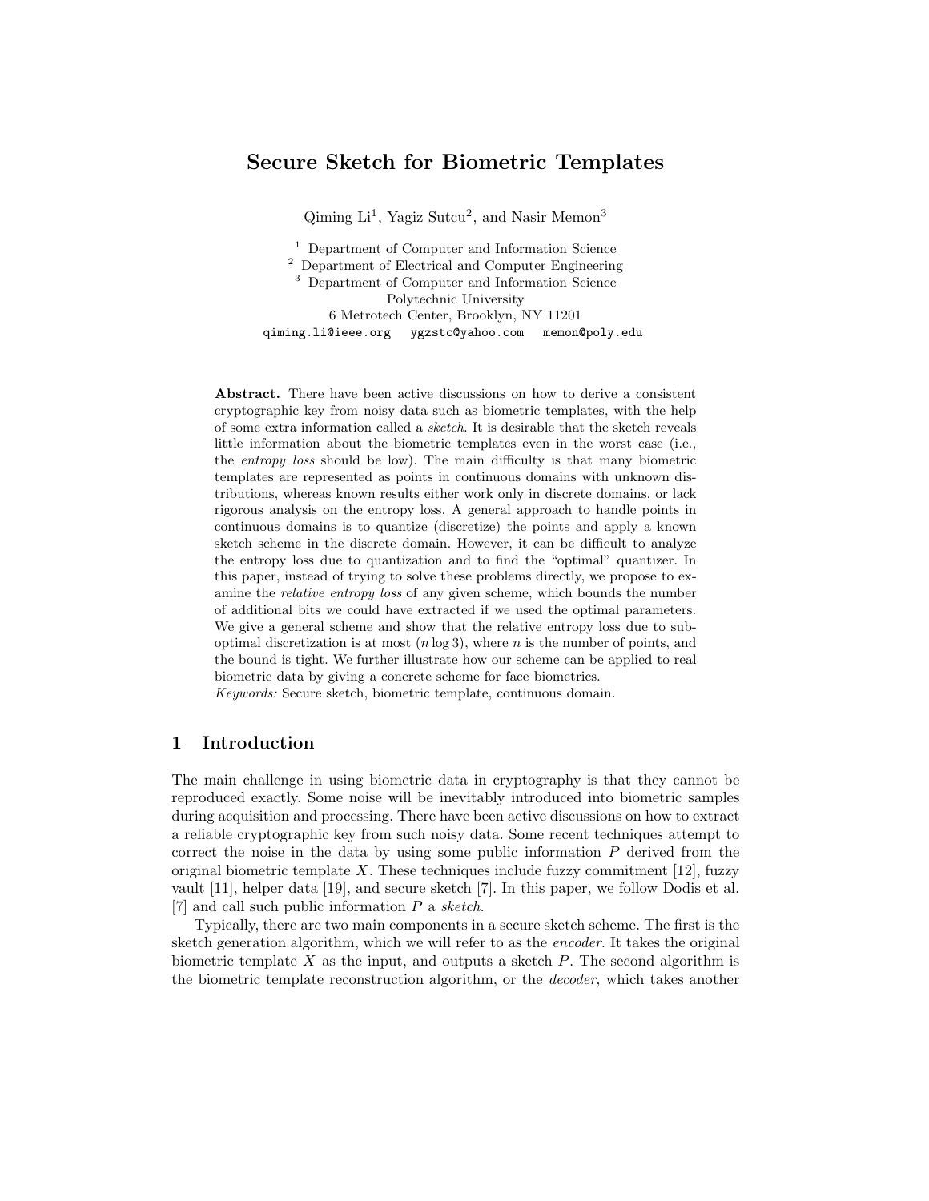# Secure Sketch for Biometric Templates

Qiming Li[1], Yagiz Sutcu[2], and Nasir Memon[3]

[1] Department of Computer and Information Science
[2] Department of Electrical and Computer Engineering
[3] Department of Computer and Information Science
Polytechnic University
6 Metrotech Center, Brooklyn, NY 11201
`qiming.li@ieee.org` `ygzstc@yahoo.com` `memon@poly.edu`

**Abstract.** There have been active discussions on how to derive a consistent cryptographic key from noisy data such as biometric templates, with the help of some extra information called a *sketch*. It is desirable that the sketch reveals little information about the biometric templates even in the worst case (i.e., the *entropy loss* should be low). The main difficulty is that many biometric templates are represented as points in continuous domains with unknown distributions, whereas known results either work only in discrete domains, or lack rigorous analysis on the entropy loss. A general approach to handle points in continuous domains is to quantize (discretize) the points and apply a known sketch scheme in the discrete domain. However, it can be difficult to analyze the entropy loss due to quantization and to find the "optimal" quantizer. In this paper, instead of trying to solve these problems directly, we propose to examine the *relative entropy loss* of any given scheme, which bounds the number of additional bits we could have extracted if we used the optimal parameters. We give a general scheme and show that the relative entropy loss due to suboptimal discretization is at most ($n \log 3$), where $n$ is the number of points, and the bound is tight. We further illustrate how our scheme can be applied to real biometric data by giving a concrete scheme for face biometrics.
*Keywords:* Secure sketch, biometric template, continuous domain.

## 1 Introduction

The main challenge in using biometric data in cryptography is that they cannot be reproduced exactly. Some noise will be inevitably introduced into biometric samples during acquisition and processing. There have been active discussions on how to extract a reliable cryptographic key from such noisy data. Some recent techniques attempt to correct the noise in the data by using some public information $P$ derived from the original biometric template $X$. These techniques include fuzzy commitment [12], fuzzy vault [11], helper data [19], and secure sketch [7]. In this paper, we follow Dodis et al. [7] and call such public information $P$ a *sketch*.

Typically, there are two main components in a secure sketch scheme. The first is the sketch generation algorithm, which we will refer to as the *encoder*. It takes the original biometric template $X$ as the input, and outputs a sketch $P$. The second algorithm is the biometric template reconstruction algorithm, or the *decoder*, which takes another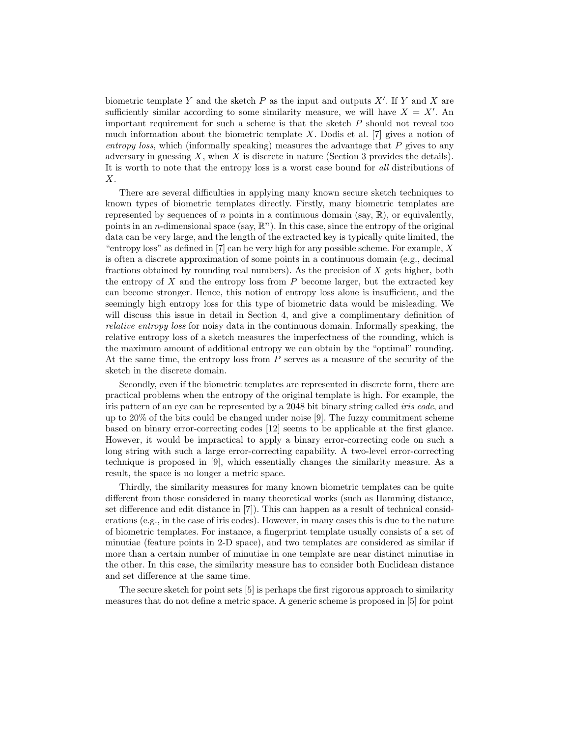biometric template $Y$ and the sketch $P$ as the input and outputs $X'$. If $Y$ and $X$ are sufficiently similar according to some similarity measure, we will have $X = X'$. An important requirement for such a scheme is that the sketch $P$ should not reveal too much information about the biometric template $X$. Dodis et al. [7] gives a notion of *entropy loss*, which (informally speaking) measures the advantage that $P$ gives to any adversary in guessing $X$, when $X$ is discrete in nature (Section 3 provides the details). It is worth to note that the entropy loss is a worst case bound for *all* distributions of $X$.

There are several difficulties in applying many known secure sketch techniques to known types of biometric templates directly. Firstly, many biometric templates are represented by sequences of $n$ points in a continuous domain (say, $\mathbb{R}$), or equivalently, points in an $n$-dimensional space (say, $\mathbb{R}^n$). In this case, since the entropy of the original data can be very large, and the length of the extracted key is typically quite limited, the "entropy loss" as defined in [7] can be very high for any possible scheme. For example, $X$ is often a discrete approximation of some points in a continuous domain (e.g., decimal fractions obtained by rounding real numbers). As the precision of $X$ gets higher, both the entropy of $X$ and the entropy loss from $P$ become larger, but the extracted key can become stronger. Hence, this notion of entropy loss alone is insufficient, and the seemingly high entropy loss for this type of biometric data would be misleading. We will discuss this issue in detail in Section 4, and give a complimentary definition of *relative entropy loss* for noisy data in the continuous domain. Informally speaking, the relative entropy loss of a sketch measures the imperfectness of the rounding, which is the maximum amount of additional entropy we can obtain by the "optimal" rounding. At the same time, the entropy loss from $P$ serves as a measure of the security of the sketch in the discrete domain.

Secondly, even if the biometric templates are represented in discrete form, there are practical problems when the entropy of the original template is high. For example, the iris pattern of an eye can be represented by a 2048 bit binary string called *iris code*, and up to 20% of the bits could be changed under noise [9]. The fuzzy commitment scheme based on binary error-correcting codes [12] seems to be applicable at the first glance. However, it would be impractical to apply a binary error-correcting code on such a long string with such a large error-correcting capability. A two-level error-correcting technique is proposed in [9], which essentially changes the similarity measure. As a result, the space is no longer a metric space.

Thirdly, the similarity measures for many known biometric templates can be quite different from those considered in many theoretical works (such as Hamming distance, set difference and edit distance in [7]). This can happen as a result of technical considerations (e.g., in the case of iris codes). However, in many cases this is due to the nature of biometric templates. For instance, a fingerprint template usually consists of a set of minutiae (feature points in 2-D space), and two templates are considered as similar if more than a certain number of minutiae in one template are near distinct minutiae in the other. In this case, the similarity measure has to consider both Euclidean distance and set difference at the same time.

The secure sketch for point sets [5] is perhaps the first rigorous approach to similarity measures that do not define a metric space. A generic scheme is proposed in [5] for point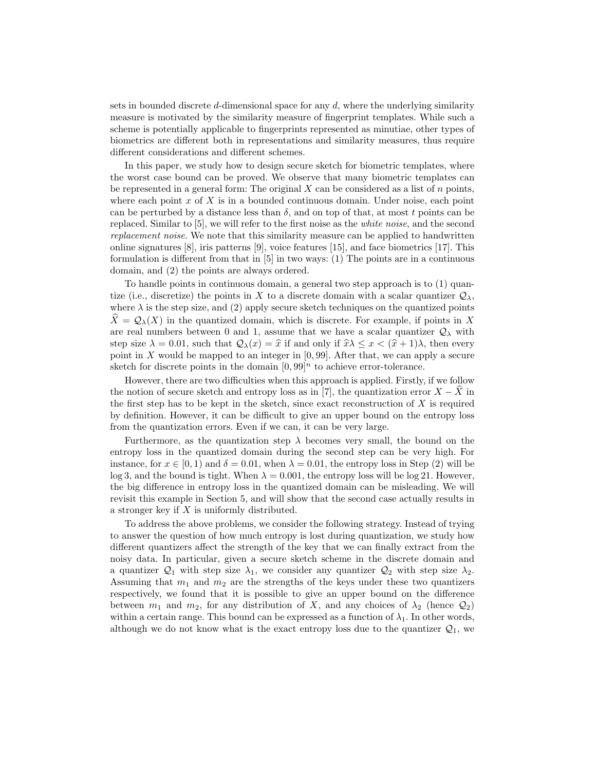sets in bounded discrete $d$-dimensional space for any $d$, where the underlying similarity measure is motivated by the similarity measure of fingerprint templates. While such a scheme is potentially applicable to fingerprints represented as minutiae, other types of biometrics are different both in representations and similarity measures, thus require different considerations and different schemes.

In this paper, we study how to design secure sketch for biometric templates, where the worst case bound can be proved. We observe that many biometric templates can be represented in a general form: The original $X$ can be considered as a list of $n$ points, where each point $x$ of $X$ is in a bounded continuous domain. Under noise, each point can be perturbed by a distance less than $\delta$, and on top of that, at most $t$ points can be replaced. Similar to [5], we will refer to the first noise as the *white noise*, and the second *replacement noise*. We note that this similarity measure can be applied to handwritten online signatures [8], iris patterns [9], voice features [15], and face biometrics [17]. This formulation is different from that in [5] in two ways: (1) The points are in a continuous domain, and (2) the points are always ordered.

To handle points in continuous domain, a general two step approach is to (1) quantize (i.e., discretize) the points in $X$ to a discrete domain with a scalar quantizer $\mathcal{Q}_\lambda$, where $\lambda$ is the step size, and (2) apply secure sketch techniques on the quantized points $\widehat{X} = \mathcal{Q}_\lambda(X)$ in the quantized domain, which is discrete. For example, if points in $X$ are real numbers between 0 and 1, assume that we have a scalar quantizer $\mathcal{Q}_\lambda$ with step size $\lambda = 0.01$, such that $\mathcal{Q}_\lambda(x) = \widehat{x}$ if and only if $\widehat{x}\lambda \leq x < (\widehat{x}+1)\lambda$, then every point in $X$ would be mapped to an integer in $[0, 99]$. After that, we can apply a secure sketch for discrete points in the domain $[0, 99]^n$ to achieve error-tolerance.

However, there are two difficulties when this approach is applied. Firstly, if we follow the notion of secure sketch and entropy loss as in [7], the quantization error $X - \widehat{X}$ in the first step has to be kept in the sketch, since exact reconstruction of $X$ is required by definition. However, it can be difficult to give an upper bound on the entropy loss from the quantization errors. Even if we can, it can be very large.

Furthermore, as the quantization step $\lambda$ becomes very small, the bound on the entropy loss in the quantized domain during the second step can be very high. For instance, for $x \in [0, 1)$ and $\delta = 0.01$, when $\lambda = 0.01$, the entropy loss in Step (2) will be $\log 3$, and the bound is tight. When $\lambda = 0.001$, the entropy loss will be $\log 21$. However, the big difference in entropy loss in the quantized domain can be misleading. We will revisit this example in Section 5, and will show that the second case actually results in a stronger key if $X$ is uniformly distributed.

To address the above problems, we consider the following strategy. Instead of trying to answer the question of how much entropy is lost during quantization, we study how different quantizers affect the strength of the key that we can finally extract from the noisy data. In particular, given a secure sketch scheme in the discrete domain and a quantizer $\mathcal{Q}_1$ with step size $\lambda_1$, we consider any quantizer $\mathcal{Q}_2$ with step size $\lambda_2$. Assuming that $m_1$ and $m_2$ are the strengths of the keys under these two quantizers respectively, we found that it is possible to give an upper bound on the difference between $m_1$ and $m_2$, for any distribution of $X$, and any choices of $\lambda_2$ (hence $\mathcal{Q}_2$) within a certain range. This bound can be expressed as a function of $\lambda_1$. In other words, although we do not know what is the exact entropy loss due to the quantizer $\mathcal{Q}_1$, we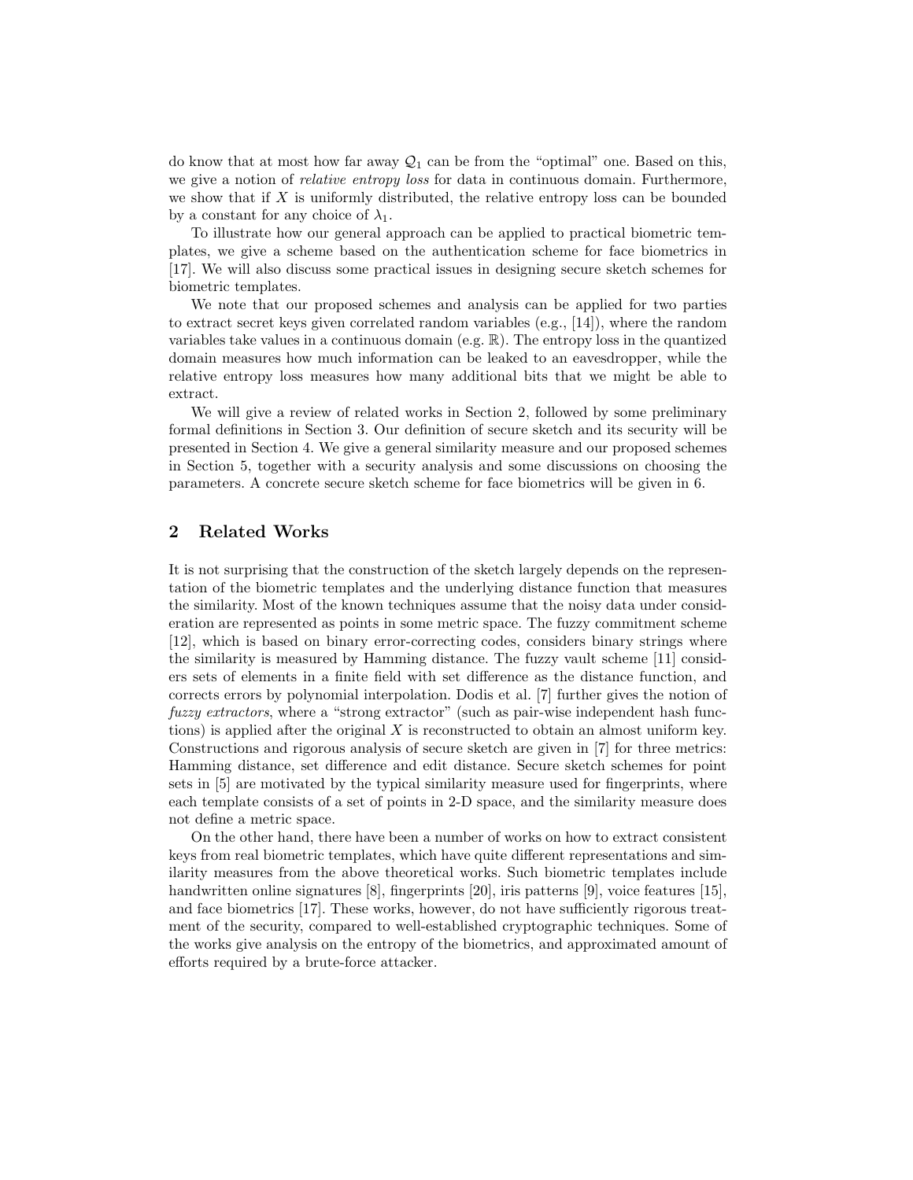do know that at most how far away $\mathcal{Q}_1$ can be from the "optimal" one. Based on this, we give a notion of *relative entropy loss* for data in continuous domain. Furthermore, we show that if $X$ is uniformly distributed, the relative entropy loss can be bounded by a constant for any choice of $\lambda_1$.

To illustrate how our general approach can be applied to practical biometric templates, we give a scheme based on the authentication scheme for face biometrics in [17]. We will also discuss some practical issues in designing secure sketch schemes for biometric templates.

We note that our proposed schemes and analysis can be applied for two parties to extract secret keys given correlated random variables (e.g., [14]), where the random variables take values in a continuous domain (e.g. $\mathbb{R}$). The entropy loss in the quantized domain measures how much information can be leaked to an eavesdropper, while the relative entropy loss measures how many additional bits that we might be able to extract.

We will give a review of related works in Section 2, followed by some preliminary formal definitions in Section 3. Our definition of secure sketch and its security will be presented in Section 4. We give a general similarity measure and our proposed schemes in Section 5, together with a security analysis and some discussions on choosing the parameters. A concrete secure sketch scheme for face biometrics will be given in 6.

## 2 Related Works

It is not surprising that the construction of the sketch largely depends on the representation of the biometric templates and the underlying distance function that measures the similarity. Most of the known techniques assume that the noisy data under consideration are represented as points in some metric space. The fuzzy commitment scheme [12], which is based on binary error-correcting codes, considers binary strings where the similarity is measured by Hamming distance. The fuzzy vault scheme [11] considers sets of elements in a finite field with set difference as the distance function, and corrects errors by polynomial interpolation. Dodis et al. [7] further gives the notion of *fuzzy extractors*, where a "strong extractor" (such as pair-wise independent hash functions) is applied after the original $X$ is reconstructed to obtain an almost uniform key. Constructions and rigorous analysis of secure sketch are given in [7] for three metrics: Hamming distance, set difference and edit distance. Secure sketch schemes for point sets in [5] are motivated by the typical similarity measure used for fingerprints, where each template consists of a set of points in 2-D space, and the similarity measure does not define a metric space.

On the other hand, there have been a number of works on how to extract consistent keys from real biometric templates, which have quite different representations and similarity measures from the above theoretical works. Such biometric templates include handwritten online signatures [8], fingerprints [20], iris patterns [9], voice features [15], and face biometrics [17]. These works, however, do not have sufficiently rigorous treatment of the security, compared to well-established cryptographic techniques. Some of the works give analysis on the entropy of the biometrics, and approximated amount of efforts required by a brute-force attacker.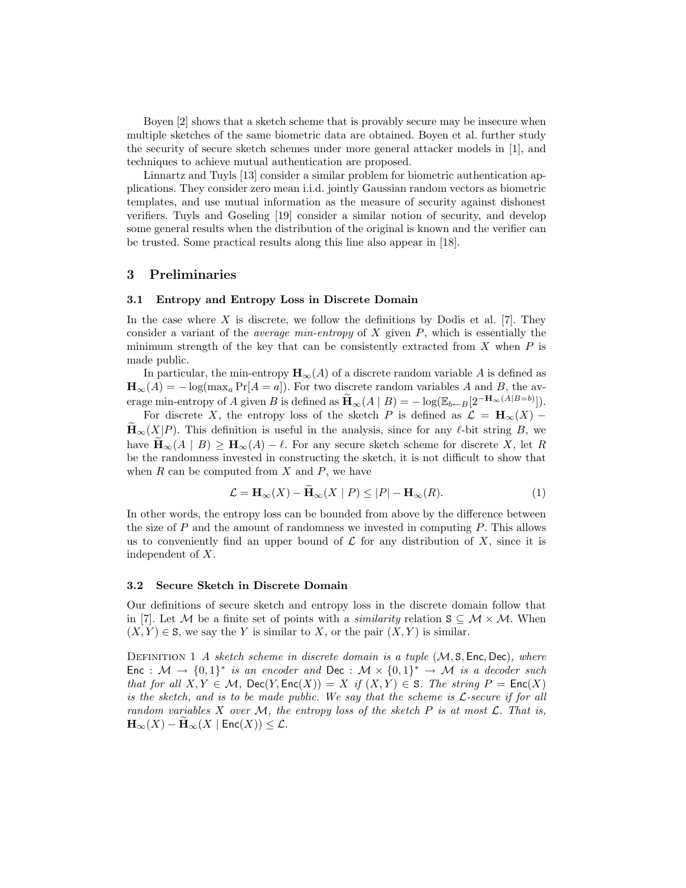Boyen [2] shows that a sketch scheme that is provably secure may be insecure when multiple sketches of the same biometric data are obtained. Boyen et al. further study the security of secure sketch schemes under more general attacker models in [1], and techniques to achieve mutual authentication are proposed.

Linnartz and Tuyls [13] consider a similar problem for biometric authentication applications. They consider zero mean i.i.d. jointly Gaussian random vectors as biometric templates, and use mutual information as the measure of security against dishonest verifiers. Tuyls and Goseling [19] consider a similar notion of security, and develop some general results when the distribution of the original is known and the verifier can be trusted. Some practical results along this line also appear in [18].

## 3 Preliminaries

### 3.1 Entropy and Entropy Loss in Discrete Domain

In the case where $X$ is discrete, we follow the definitions by Dodis et al. [7]. They consider a variant of the *average min-entropy* of $X$ given $P$, which is essentially the minimum strength of the key that can be consistently extracted from $X$ when $P$ is made public.

In particular, the min-entropy $\mathbf{H}_\infty(A)$ of a discrete random variable $A$ is defined as $\mathbf{H}_\infty(A) = -\log(\max_a \Pr[A = a])$. For two discrete random variables $A$ and $B$, the average min-entropy of $A$ given $B$ is defined as $\widetilde{\mathbf{H}}_\infty(A \mid B) = -\log(\mathbb{E}_{b \leftarrow B}[2^{-\mathbf{H}_\infty(A|B=b)}])$.

For discrete $X$, the entropy loss of the sketch $P$ is defined as $\mathcal{L} = \mathbf{H}_\infty(X) - \widetilde{\mathbf{H}}_\infty(X|P)$. This definition is useful in the analysis, since for any $\ell$-bit string $B$, we have $\widetilde{\mathbf{H}}_\infty(A \mid B) \geq \mathbf{H}_\infty(A) - \ell$. For any secure sketch scheme for discrete $X$, let $R$ be the randomness invested in constructing the sketch, it is not difficult to show that when $R$ can be computed from $X$ and $P$, we have

$$\mathcal{L} = \mathbf{H}_\infty(X) - \widetilde{\mathbf{H}}_\infty(X \mid P) \leq |P| - \mathbf{H}_\infty(R). \tag{1}$$

In other words, the entropy loss can be bounded from above by the difference between the size of $P$ and the amount of randomness we invested in computing $P$. This allows us to conveniently find an upper bound of $\mathcal{L}$ for any distribution of $X$, since it is independent of $X$.

### 3.2 Secure Sketch in Discrete Domain

Our definitions of secure sketch and entropy loss in the discrete domain follow that in [7]. Let $\mathcal{M}$ be a finite set of points with a *similarity* relation $\mathsf{S} \subseteq \mathcal{M} \times \mathcal{M}$. When $(X, Y) \in \mathsf{S}$, we say the $Y$ is similar to $X$, or the pair $(X, Y)$ is similar.

Definition 1 *A sketch scheme in discrete domain is a tuple* $(\mathcal{M}, \mathsf{S}, \mathsf{Enc}, \mathsf{Dec})$*, where* $\mathsf{Enc} : \mathcal{M} \to \{0,1\}^*$ *is an encoder and* $\mathsf{Dec} : \mathcal{M} \times \{0,1\}^* \to \mathcal{M}$ *is a decoder such that for all* $X, Y \in \mathcal{M}$*,* $\mathsf{Dec}(Y, \mathsf{Enc}(X)) = X$ *if* $(X, Y) \in \mathsf{S}$*. The string* $P = \mathsf{Enc}(X)$ *is the sketch, and is to be made public. We say that the scheme is* $\mathcal{L}$*-secure if for all random variables* $X$ *over* $\mathcal{M}$*, the entropy loss of the sketch* $P$ *is at most* $\mathcal{L}$*. That is,* $\mathbf{H}_\infty(X) - \widetilde{\mathbf{H}}_\infty(X \mid \mathsf{Enc}(X)) \leq \mathcal{L}$*.*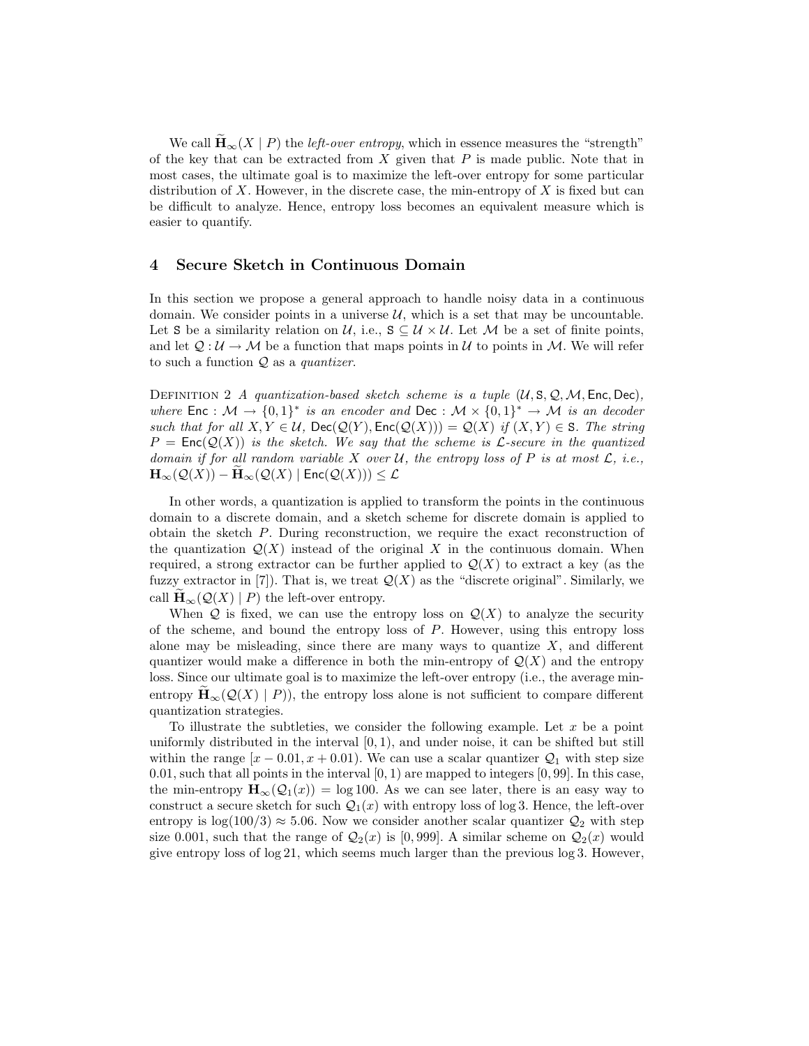We call $\widetilde{\mathbf{H}}_\infty(X \mid P)$ the *left-over entropy*, which in essence measures the "strength" of the key that can be extracted from $X$ given that $P$ is made public. Note that in most cases, the ultimate goal is to maximize the left-over entropy for some particular distribution of $X$. However, in the discrete case, the min-entropy of $X$ is fixed but can be difficult to analyze. Hence, entropy loss becomes an equivalent measure which is easier to quantify.

## 4 Secure Sketch in Continuous Domain

In this section we propose a general approach to handle noisy data in a continuous domain. We consider points in a universe $\mathcal{U}$, which is a set that may be uncountable. Let $\mathsf{S}$ be a similarity relation on $\mathcal{U}$, i.e., $\mathsf{S} \subseteq \mathcal{U} \times \mathcal{U}$. Let $\mathcal{M}$ be a set of finite points, and let $\mathcal{Q} : \mathcal{U} \to \mathcal{M}$ be a function that maps points in $\mathcal{U}$ to points in $\mathcal{M}$. We will refer to such a function $\mathcal{Q}$ as a *quantizer*.

Definition 2 *A quantization-based sketch scheme is a tuple* $(\mathcal{U}, \mathsf{S}, \mathcal{Q}, \mathcal{M}, \mathsf{Enc}, \mathsf{Dec})$*, where* $\mathsf{Enc} : \mathcal{M} \to \{0,1\}^*$ *is an encoder and* $\mathsf{Dec} : \mathcal{M} \times \{0,1\}^* \to \mathcal{M}$ *is an decoder such that for all* $X, Y \in \mathcal{U}$*,* $\mathsf{Dec}(\mathcal{Q}(Y), \mathsf{Enc}(\mathcal{Q}(X))) = \mathcal{Q}(X)$ *if* $(X, Y) \in \mathsf{S}$*. The string* $P = \mathsf{Enc}(\mathcal{Q}(X))$ *is the sketch. We say that the scheme is* $\mathcal{L}$*-secure in the quantized domain if for all random variable* $X$ *over* $\mathcal{U}$*, the entropy loss of* $P$ *is at most* $\mathcal{L}$*, i.e.,* $\mathbf{H}_\infty(\mathcal{Q}(X)) - \widetilde{\mathbf{H}}_\infty(\mathcal{Q}(X) \mid \mathsf{Enc}(\mathcal{Q}(X))) \le \mathcal{L}$

In other words, a quantization is applied to transform the points in the continuous domain to a discrete domain, and a sketch scheme for discrete domain is applied to obtain the sketch $P$. During reconstruction, we require the exact reconstruction of the quantization $\mathcal{Q}(X)$ instead of the original $X$ in the continuous domain. When required, a strong extractor can be further applied to $\mathcal{Q}(X)$ to extract a key (as the fuzzy extractor in [7]). That is, we treat $\mathcal{Q}(X)$ as the "discrete original". Similarly, we call $\widetilde{\mathbf{H}}_\infty(\mathcal{Q}(X) \mid P)$ the left-over entropy.

When $\mathcal{Q}$ is fixed, we can use the entropy loss on $\mathcal{Q}(X)$ to analyze the security of the scheme, and bound the entropy loss of $P$. However, using this entropy loss alone may be misleading, since there are many ways to quantize $X$, and different quantizer would make a difference in both the min-entropy of $\mathcal{Q}(X)$ and the entropy loss. Since our ultimate goal is to maximize the left-over entropy (i.e., the average min-entropy $\widetilde{\mathbf{H}}_\infty(\mathcal{Q}(X) \mid P)$), the entropy loss alone is not sufficient to compare different quantization strategies.

To illustrate the subtleties, we consider the following example. Let $x$ be a point uniformly distributed in the interval $[0, 1)$, and under noise, it can be shifted but still within the range $[x - 0.01, x + 0.01)$. We can use a scalar quantizer $\mathcal{Q}_1$ with step size $0.01$, such that all points in the interval $[0, 1)$ are mapped to integers $[0, 99]$. In this case, the min-entropy $\mathbf{H}_\infty(\mathcal{Q}_1(x)) = \log 100$. As we can see later, there is an easy way to construct a secure sketch for such $\mathcal{Q}_1(x)$ with entropy loss of $\log 3$. Hence, the left-over entropy is $\log(100/3) \approx 5.06$. Now we consider another scalar quantizer $\mathcal{Q}_2$ with step size $0.001$, such that the range of $\mathcal{Q}_2(x)$ is $[0, 999]$. A similar scheme on $\mathcal{Q}_2(x)$ would give entropy loss of $\log 21$, which seems much larger than the previous $\log 3$. However,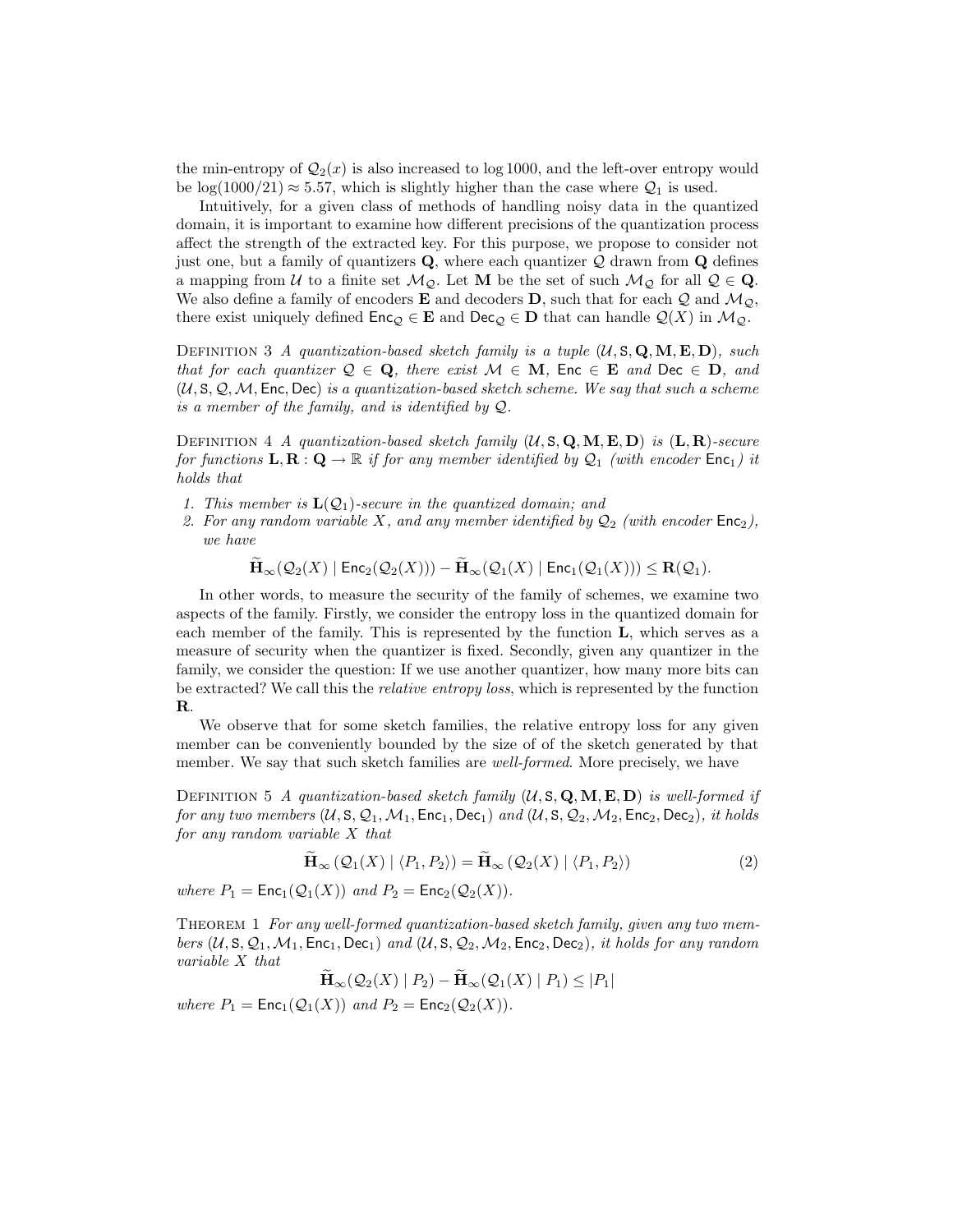the min-entropy of $\mathcal{Q}_2(x)$ is also increased to $\log 1000$, and the left-over entropy would be $\log(1000/21) \approx 5.57$, which is slightly higher than the case where $\mathcal{Q}_1$ is used.

Intuitively, for a given class of methods of handling noisy data in the quantized domain, it is important to examine how different precisions of the quantization process affect the strength of the extracted key. For this purpose, we propose to consider not just one, but a family of quantizers $\mathbf{Q}$, where each quantizer $\mathcal{Q}$ drawn from $\mathbf{Q}$ defines a mapping from $\mathcal{U}$ to a finite set $\mathcal{M}_\mathcal{Q}$. Let $\mathbf{M}$ be the set of such $\mathcal{M}_\mathcal{Q}$ for all $\mathcal{Q} \in \mathbf{Q}$. We also define a family of encoders $\mathbf{E}$ and decoders $\mathbf{D}$, such that for each $\mathcal{Q}$ and $\mathcal{M}_\mathcal{Q}$, there exist uniquely defined $\mathsf{Enc}_\mathcal{Q} \in \mathbf{E}$ and $\mathsf{Dec}_\mathcal{Q} \in \mathbf{D}$ that can handle $\mathcal{Q}(X)$ in $\mathcal{M}_\mathcal{Q}$.

Definition 3 *A quantization-based sketch family is a tuple $(\mathcal{U}, \mathsf{S}, \mathbf{Q}, \mathbf{M}, \mathbf{E}, \mathbf{D})$, such that for each quantizer $\mathcal{Q} \in \mathbf{Q}$, there exist $\mathcal{M} \in \mathbf{M}$, $\mathsf{Enc} \in \mathbf{E}$ and $\mathsf{Dec} \in \mathbf{D}$, and $(\mathcal{U}, \mathsf{S}, \mathcal{Q}, \mathcal{M}, \mathsf{Enc}, \mathsf{Dec})$ is a quantization-based sketch scheme. We say that such a scheme is a member of the family, and is identified by $\mathcal{Q}$.*

Definition 4 *A quantization-based sketch family $(\mathcal{U}, \mathsf{S}, \mathbf{Q}, \mathbf{M}, \mathbf{E}, \mathbf{D})$ is $(\mathbf{L}, \mathbf{R})$-secure for functions $\mathbf{L}, \mathbf{R} : \mathbf{Q} \to \mathbb{R}$ if for any member identified by $\mathcal{Q}_1$ (with encoder $\mathsf{Enc}_1$) it holds that*

1. *This member is $\mathbf{L}(\mathcal{Q}_1)$-secure in the quantized domain; and*
2. *For any random variable $X$, and any member identified by $\mathcal{Q}_2$ (with encoder $\mathsf{Enc}_2$), we have*

$$\widetilde{\mathbf{H}}_\infty(\mathcal{Q}_2(X) \mid \mathsf{Enc}_2(\mathcal{Q}_2(X))) - \widetilde{\mathbf{H}}_\infty(\mathcal{Q}_1(X) \mid \mathsf{Enc}_1(\mathcal{Q}_1(X))) \leq \mathbf{R}(\mathcal{Q}_1).$$

In other words, to measure the security of the family of schemes, we examine two aspects of the family. Firstly, we consider the entropy loss in the quantized domain for each member of the family. This is represented by the function $\mathbf{L}$, which serves as a measure of security when the quantizer is fixed. Secondly, given any quantizer in the family, we consider the question: If we use another quantizer, how many more bits can be extracted? We call this the *relative entropy loss*, which is represented by the function $\mathbf{R}$.

We observe that for some sketch families, the relative entropy loss for any given member can be conveniently bounded by the size of of the sketch generated by that member. We say that such sketch families are *well-formed*. More precisely, we have

Definition 5 *A quantization-based sketch family $(\mathcal{U}, \mathsf{S}, \mathbf{Q}, \mathbf{M}, \mathbf{E}, \mathbf{D})$ is well-formed if for any two members $(\mathcal{U}, \mathsf{S}, \mathcal{Q}_1, \mathcal{M}_1, \mathsf{Enc}_1, \mathsf{Dec}_1)$ and $(\mathcal{U}, \mathsf{S}, \mathcal{Q}_2, \mathcal{M}_2, \mathsf{Enc}_2, \mathsf{Dec}_2)$, it holds for any random variable $X$ that*

$$\widetilde{\mathbf{H}}_\infty\left(\mathcal{Q}_1(X) \mid \langle P_1, P_2 \rangle\right) = \widetilde{\mathbf{H}}_\infty\left(\mathcal{Q}_2(X) \mid \langle P_1, P_2 \rangle\right) \tag{2}$$

*where $P_1 = \mathsf{Enc}_1(\mathcal{Q}_1(X))$ and $P_2 = \mathsf{Enc}_2(\mathcal{Q}_2(X))$.*

Theorem 1 *For any well-formed quantization-based sketch family, given any two members $(\mathcal{U}, \mathsf{S}, \mathcal{Q}_1, \mathcal{M}_1, \mathsf{Enc}_1, \mathsf{Dec}_1)$ and $(\mathcal{U}, \mathsf{S}, \mathcal{Q}_2, \mathcal{M}_2, \mathsf{Enc}_2, \mathsf{Dec}_2)$, it holds for any random variable $X$ that*

$$\widetilde{\mathbf{H}}_\infty(\mathcal{Q}_2(X) \mid P_2) - \widetilde{\mathbf{H}}_\infty(\mathcal{Q}_1(X) \mid P_1) \leq |P_1|$$

*where $P_1 = \mathsf{Enc}_1(\mathcal{Q}_1(X))$ and $P_2 = \mathsf{Enc}_2(\mathcal{Q}_2(X))$.*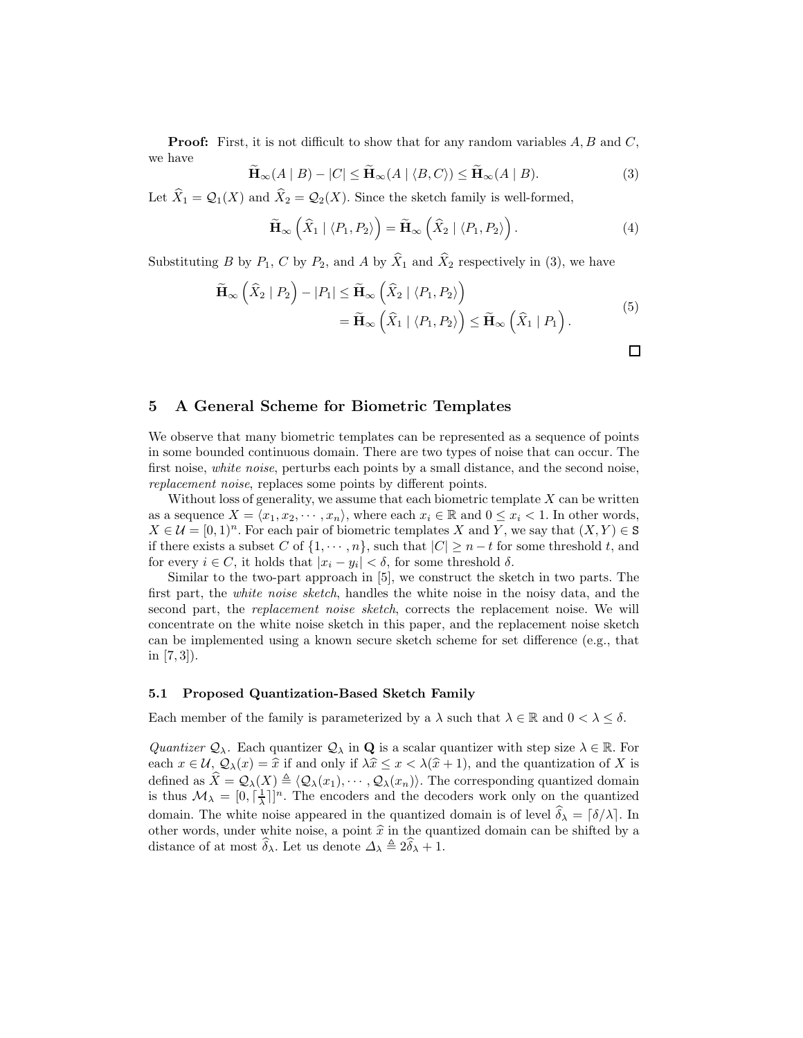**Proof:** First, it is not difficult to show that for any random variables $A, B$ and $C$, we have

$$\widetilde{\mathbf{H}}_\infty(A \mid B) - |C| \le \widetilde{\mathbf{H}}_\infty(A \mid \langle B, C\rangle) \le \widetilde{\mathbf{H}}_\infty(A \mid B). \tag{3}$$

Let $\widehat{X}_1 = \mathcal{Q}_1(X)$ and $\widehat{X}_2 = \mathcal{Q}_2(X)$. Since the sketch family is well-formed,

$$\widetilde{\mathbf{H}}_\infty\left(\widehat{X}_1 \mid \langle P_1, P_2\rangle\right) = \widetilde{\mathbf{H}}_\infty\left(\widehat{X}_2 \mid \langle P_1, P_2\rangle\right). \tag{4}$$

Substituting $B$ by $P_1$, $C$ by $P_2$, and $A$ by $\widehat{X}_1$ and $\widehat{X}_2$ respectively in (3), we have

$$\begin{aligned}\widetilde{\mathbf{H}}_\infty\left(\widehat{X}_2 \mid P_2\right) - |P_1| &\le \widetilde{\mathbf{H}}_\infty\left(\widehat{X}_2 \mid \langle P_1, P_2\rangle\right) \\ &= \widetilde{\mathbf{H}}_\infty\left(\widehat{X}_1 \mid \langle P_1, P_2\rangle\right) \le \widetilde{\mathbf{H}}_\infty\left(\widehat{X}_1 \mid P_1\right).\end{aligned} \tag{5}$$

□

## 5 A General Scheme for Biometric Templates

We observe that many biometric templates can be represented as a sequence of points in some bounded continuous domain. There are two types of noise that can occur. The first noise, *white noise*, perturbs each points by a small distance, and the second noise, *replacement noise*, replaces some points by different points.

Without loss of generality, we assume that each biometric template $X$ can be written as a sequence $X = \langle x_1, x_2, \cdots, x_n\rangle$, where each $x_i \in \mathbb{R}$ and $0 \le x_i < 1$. In other words, $X \in \mathcal{U} = [0,1)^n$. For each pair of biometric templates $X$ and $Y$, we say that $(X, Y) \in \mathsf{S}$ if there exists a subset $C$ of $\{1, \cdots, n\}$, such that $|C| \ge n - t$ for some threshold $t$, and for every $i \in C$, it holds that $|x_i - y_i| < \delta$, for some threshold $\delta$.

Similar to the two-part approach in [5], we construct the sketch in two parts. The first part, the *white noise sketch*, handles the white noise in the noisy data, and the second part, the *replacement noise sketch*, corrects the replacement noise. We will concentrate on the white noise sketch in this paper, and the replacement noise sketch can be implemented using a known secure sketch scheme for set difference (e.g., that in [7, 3]).

### 5.1 Proposed Quantization-Based Sketch Family

Each member of the family is parameterized by a $\lambda$ such that $\lambda \in \mathbb{R}$ and $0 < \lambda \le \delta$.

*Quantizer* $\mathcal{Q}_\lambda$. Each quantizer $\mathcal{Q}_\lambda$ in $\mathbf{Q}$ is a scalar quantizer with step size $\lambda \in \mathbb{R}$. For each $x \in \mathcal{U}$, $\mathcal{Q}_\lambda(x) = \widehat{x}$ if and only if $\lambda\widehat{x} \le x < \lambda(\widehat{x} + 1)$, and the quantization of $X$ is defined as $\widehat{X} = \mathcal{Q}_\lambda(X) \triangleq \langle \mathcal{Q}_\lambda(x_1), \cdots, \mathcal{Q}_\lambda(x_n)\rangle$. The corresponding quantized domain is thus $\mathcal{M}_\lambda = [0, \lceil \frac{1}{\lambda} \rceil]^n$. The encoders and the decoders work only on the quantized domain. The white noise appeared in the quantized domain is of level $\widehat{\delta}_\lambda = \lceil \delta/\lambda \rceil$. In other words, under white noise, a point $\widehat{x}$ in the quantized domain can be shifted by a distance of at most $\widehat{\delta}_\lambda$. Let us denote $\Delta_\lambda \triangleq 2\widehat{\delta}_\lambda + 1$.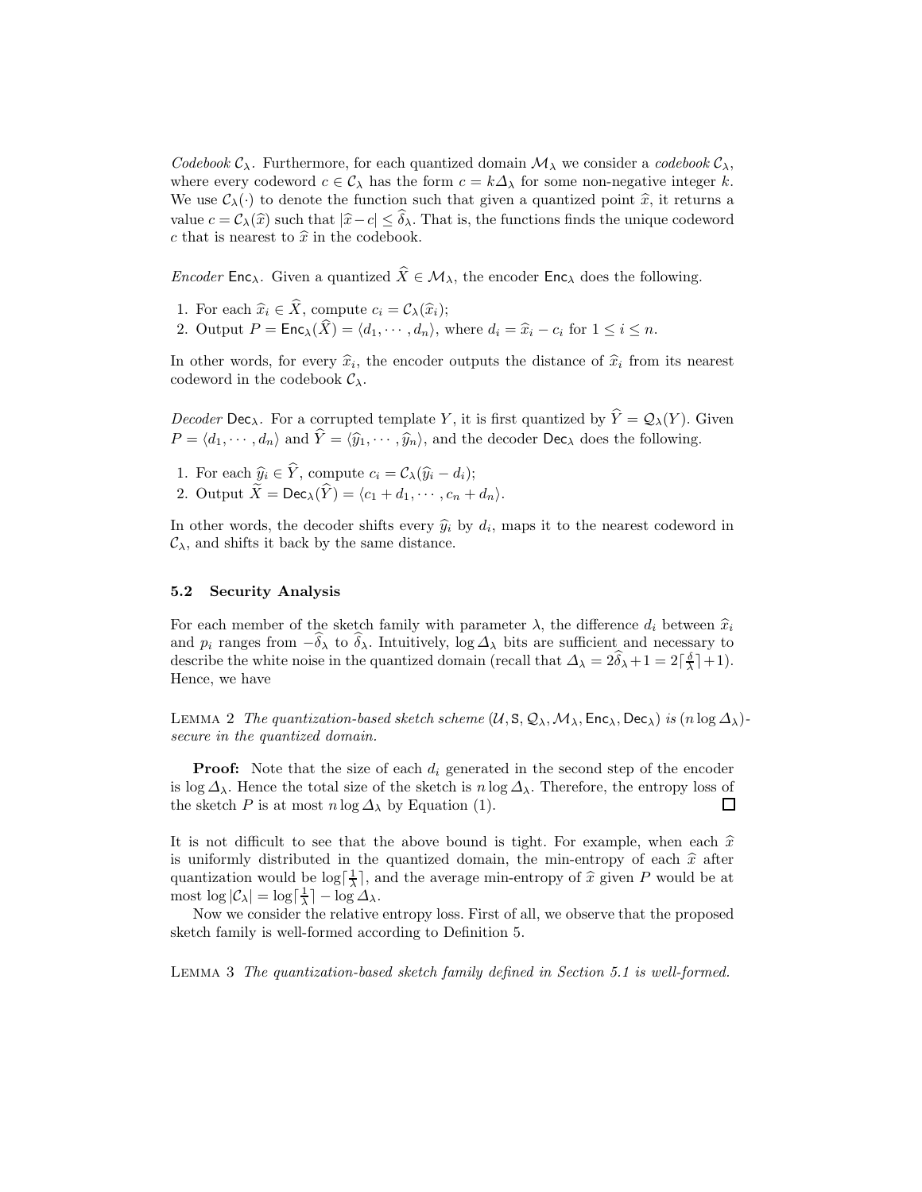*Codebook* $\mathcal{C}_\lambda$. Furthermore, for each quantized domain $\mathcal{M}_\lambda$ we consider a *codebook* $\mathcal{C}_\lambda$, where every codeword $c \in \mathcal{C}_\lambda$ has the form $c = k\Delta_\lambda$ for some non-negative integer $k$. We use $\mathcal{C}_\lambda(\cdot)$ to denote the function such that given a quantized point $\widehat{x}$, it returns a value $c = \mathcal{C}_\lambda(\widehat{x})$ such that $|\widehat{x} - c| \leq \widehat{\delta}_\lambda$. That is, the functions finds the unique codeword $c$ that is nearest to $\widehat{x}$ in the codebook.

*Encoder* $\mathsf{Enc}_\lambda$. Given a quantized $\widehat{X} \in \mathcal{M}_\lambda$, the encoder $\mathsf{Enc}_\lambda$ does the following.

1. For each $\widehat{x}_i \in \widehat{X}$, compute $c_i = \mathcal{C}_\lambda(\widehat{x}_i)$;
2. Output $P = \mathsf{Enc}_\lambda(\widehat{X}) = \langle d_1, \cdots, d_n \rangle$, where $d_i = \widehat{x}_i - c_i$ for $1 \leq i \leq n$.

In other words, for every $\widehat{x}_i$, the encoder outputs the distance of $\widehat{x}_i$ from its nearest codeword in the codebook $\mathcal{C}_\lambda$.

*Decoder* $\mathsf{Dec}_\lambda$. For a corrupted template $Y$, it is first quantized by $\widehat{Y} = \mathcal{Q}_\lambda(Y)$. Given $P = \langle d_1, \cdots, d_n \rangle$ and $\widehat{Y} = \langle \widehat{y}_1, \cdots, \widehat{y}_n \rangle$, and the decoder $\mathsf{Dec}_\lambda$ does the following.

1. For each $\widehat{y}_i \in \widehat{Y}$, compute $c_i = \mathcal{C}_\lambda(\widehat{y}_i - d_i)$;
2. Output $\widetilde{X} = \mathsf{Dec}_\lambda(\widehat{Y}) = \langle c_1 + d_1, \cdots, c_n + d_n \rangle$.

In other words, the decoder shifts every $\widehat{y}_i$ by $d_i$, maps it to the nearest codeword in $\mathcal{C}_\lambda$, and shifts it back by the same distance.

### 5.2 Security Analysis

For each member of the sketch family with parameter $\lambda$, the difference $d_i$ between $\widehat{x}_i$ and $p_i$ ranges from $-\widehat{\delta}_\lambda$ to $\widehat{\delta}_\lambda$. Intuitively, $\log \Delta_\lambda$ bits are sufficient and necessary to describe the white noise in the quantized domain (recall that $\Delta_\lambda = 2\widehat{\delta}_\lambda + 1 = 2\lceil\frac{\delta}{\lambda}\rceil + 1$). Hence, we have

Lemma 2 *The quantization-based sketch scheme* $(\mathcal{U}, \mathsf{S}, \mathcal{Q}_\lambda, \mathcal{M}_\lambda, \mathsf{Enc}_\lambda, \mathsf{Dec}_\lambda)$ *is* $(n \log \Delta_\lambda)$*-secure in the quantized domain.*

**Proof:** Note that the size of each $d_i$ generated in the second step of the encoder is $\log \Delta_\lambda$. Hence the total size of the sketch is $n \log \Delta_\lambda$. Therefore, the entropy loss of the sketch $P$ is at most $n \log \Delta_\lambda$ by Equation (1). □

It is not difficult to see that the above bound is tight. For example, when each $\widehat{x}$ is uniformly distributed in the quantized domain, the min-entropy of each $\widehat{x}$ after quantization would be $\log\lceil\frac{1}{\lambda}\rceil$, and the average min-entropy of $\widehat{x}$ given $P$ would be at most $\log |\mathcal{C}_\lambda| = \log\lceil\frac{1}{\lambda}\rceil - \log \Delta_\lambda$.

Now we consider the relative entropy loss. First of all, we observe that the proposed sketch family is well-formed according to Definition 5.

Lemma 3 *The quantization-based sketch family defined in Section 5.1 is well-formed.*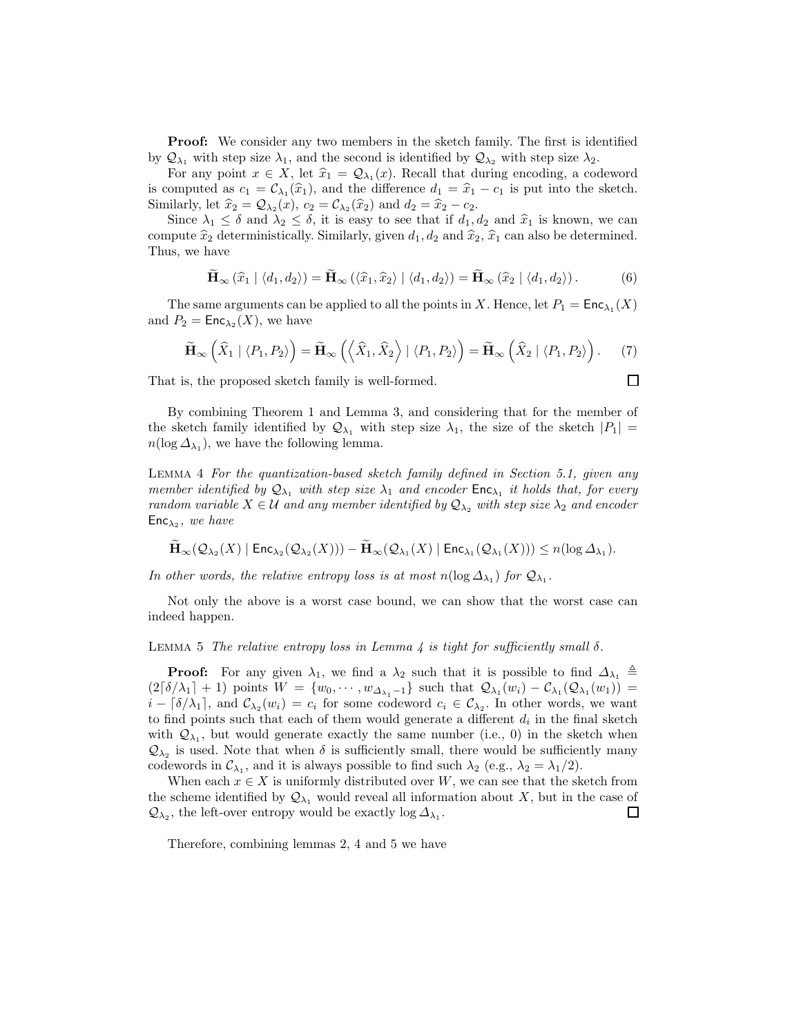**Proof:** We consider any two members in the sketch family. The first is identified by $\mathcal{Q}_{\lambda_1}$ with step size $\lambda_1$, and the second is identified by $\mathcal{Q}_{\lambda_2}$ with step size $\lambda_2$.

For any point $x \in X$, let $\widehat{x}_1 = \mathcal{Q}_{\lambda_1}(x)$. Recall that during encoding, a codeword is computed as $c_1 = \mathcal{C}_{\lambda_1}(\widehat{x}_1)$, and the difference $d_1 = \widehat{x}_1 - c_1$ is put into the sketch. Similarly, let $\widehat{x}_2 = \mathcal{Q}_{\lambda_2}(x)$, $c_2 = \mathcal{C}_{\lambda_2}(\widehat{x}_2)$ and $d_2 = \widehat{x}_2 - c_2$.

Since $\lambda_1 \leq \delta$ and $\lambda_2 \leq \delta$, it is easy to see that if $d_1, d_2$ and $\widehat{x}_1$ is known, we can compute $\widehat{x}_2$ deterministically. Similarly, given $d_1, d_2$ and $\widehat{x}_2$, $\widehat{x}_1$ can also be determined. Thus, we have

$$\widetilde{\mathbf{H}}_\infty\left(\widehat{x}_1 \mid \langle d_1, d_2\rangle\right) = \widetilde{\mathbf{H}}_\infty\left(\langle \widehat{x}_1, \widehat{x}_2\rangle \mid \langle d_1, d_2\rangle\right) = \widetilde{\mathbf{H}}_\infty\left(\widehat{x}_2 \mid \langle d_1, d_2\rangle\right). \qquad (6)$$

The same arguments can be applied to all the points in $X$. Hence, let $P_1 = \mathsf{Enc}_{\lambda_1}(X)$ and $P_2 = \mathsf{Enc}_{\lambda_2}(X)$, we have

$$\widetilde{\mathbf{H}}_\infty\left(\widehat{X}_1 \mid \langle P_1, P_2\rangle\right) = \widetilde{\mathbf{H}}_\infty\left(\left\langle \widehat{X}_1, \widehat{X}_2\right\rangle \mid \langle P_1, P_2\rangle\right) = \widetilde{\mathbf{H}}_\infty\left(\widehat{X}_2 \mid \langle P_1, P_2\rangle\right). \qquad (7)$$

That is, the proposed sketch family is well-formed. $\square$

By combining Theorem 1 and Lemma 3, and considering that for the member of the sketch family identified by $\mathcal{Q}_{\lambda_1}$ with step size $\lambda_1$, the size of the sketch $|P_1| = n(\log \Delta_{\lambda_1})$, we have the following lemma.

Lemma 4 *For the quantization-based sketch family defined in Section 5.1, given any member identified by $\mathcal{Q}_{\lambda_1}$ with step size $\lambda_1$ and encoder $\mathsf{Enc}_{\lambda_1}$ it holds that, for every random variable $X \in \mathcal{U}$ and any member identified by $\mathcal{Q}_{\lambda_2}$ with step size $\lambda_2$ and encoder $\mathsf{Enc}_{\lambda_2}$, we have*

$$\widetilde{\mathbf{H}}_\infty(\mathcal{Q}_{\lambda_2}(X) \mid \mathsf{Enc}_{\lambda_2}(\mathcal{Q}_{\lambda_2}(X))) - \widetilde{\mathbf{H}}_\infty(\mathcal{Q}_{\lambda_1}(X) \mid \mathsf{Enc}_{\lambda_1}(\mathcal{Q}_{\lambda_1}(X))) \leq n(\log \Delta_{\lambda_1}).$$

*In other words, the relative entropy loss is at most $n(\log \Delta_{\lambda_1})$ for $\mathcal{Q}_{\lambda_1}$.*

Not only the above is a worst case bound, we can show that the worst case can indeed happen.

Lemma 5 *The relative entropy loss in Lemma 4 is tight for sufficiently small $\delta$.*

**Proof:** For any given $\lambda_1$, we find a $\lambda_2$ such that it is possible to find $\Delta_{\lambda_1} \triangleq (2\lceil\delta/\lambda_1\rceil + 1)$ points $W = \{w_0, \cdots, w_{\Delta_{\lambda_1}-1}\}$ such that $\mathcal{Q}_{\lambda_1}(w_i) - \mathcal{C}_{\lambda_1}(\mathcal{Q}_{\lambda_1}(w_1)) = i - \lceil\delta/\lambda_1\rceil$, and $\mathcal{C}_{\lambda_2}(w_i) = c_i$ for some codeword $c_i \in \mathcal{C}_{\lambda_2}$. In other words, we want to find points such that each of them would generate a different $d_i$ in the final sketch with $\mathcal{Q}_{\lambda_1}$, but would generate exactly the same number (i.e., 0) in the sketch when $\mathcal{Q}_{\lambda_2}$ is used. Note that when $\delta$ is sufficiently small, there would be sufficiently many codewords in $\mathcal{C}_{\lambda_1}$, and it is always possible to find such $\lambda_2$ (e.g., $\lambda_2 = \lambda_1/2$).

When each $x \in X$ is uniformly distributed over $W$, we can see that the sketch from the scheme identified by $\mathcal{Q}_{\lambda_1}$ would reveal all information about $X$, but in the case of $\mathcal{Q}_{\lambda_2}$, the left-over entropy would be exactly $\log \Delta_{\lambda_1}$. $\square$

Therefore, combining lemmas 2, 4 and 5 we have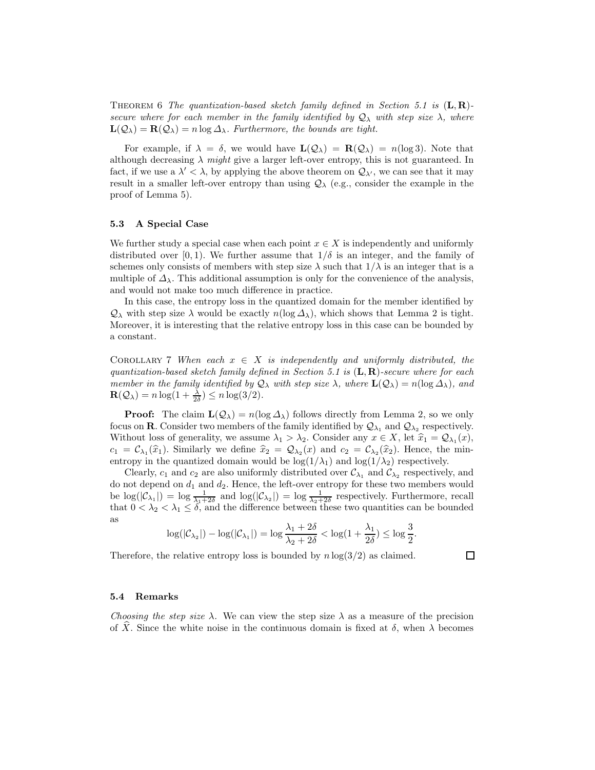Theorem 6 *The quantization-based sketch family defined in Section 5.1 is $(\mathbf{L}, \mathbf{R})$-secure where for each member in the family identified by $\mathcal{Q}_\lambda$ with step size $\lambda$, where $\mathbf{L}(\mathcal{Q}_\lambda) = \mathbf{R}(\mathcal{Q}_\lambda) = n \log \Delta_\lambda$. Furthermore, the bounds are tight.*

For example, if $\lambda = \delta$, we would have $\mathbf{L}(\mathcal{Q}_\lambda) = \mathbf{R}(\mathcal{Q}_\lambda) = n(\log 3)$. Note that although decreasing $\lambda$ *might* give a larger left-over entropy, this is not guaranteed. In fact, if we use a $\lambda' < \lambda$, by applying the above theorem on $\mathcal{Q}_{\lambda'}$, we can see that it may result in a smaller left-over entropy than using $\mathcal{Q}_\lambda$ (e.g., consider the example in the proof of Lemma 5).

### 5.3 A Special Case

We further study a special case when each point $x \in X$ is independently and uniformly distributed over $[0, 1)$. We further assume that $1/\delta$ is an integer, and the family of schemes only consists of members with step size $\lambda$ such that $1/\lambda$ is an integer that is a multiple of $\Delta_\lambda$. This additional assumption is only for the convenience of the analysis, and would not make too much difference in practice.

In this case, the entropy loss in the quantized domain for the member identified by $\mathcal{Q}_\lambda$ with step size $\lambda$ would be exactly $n(\log \Delta_\lambda)$, which shows that Lemma 2 is tight. Moreover, it is interesting that the relative entropy loss in this case can be bounded by a constant.

Corollary 7 *When each $x \in X$ is independently and uniformly distributed, the quantization-based sketch family defined in Section 5.1 is $(\mathbf{L}, \mathbf{R})$-secure where for each member in the family identified by $\mathcal{Q}_\lambda$ with step size $\lambda$, where $\mathbf{L}(\mathcal{Q}_\lambda) = n(\log \Delta_\lambda)$, and $\mathbf{R}(\mathcal{Q}_\lambda) = n \log(1 + \frac{\lambda}{2\delta}) \le n \log(3/2)$.*

**Proof:** The claim $\mathbf{L}(\mathcal{Q}_\lambda) = n(\log \Delta_\lambda)$ follows directly from Lemma 2, so we only focus on $\mathbf{R}$. Consider two members of the family identified by $\mathcal{Q}_{\lambda_1}$ and $\mathcal{Q}_{\lambda_2}$ respectively. Without loss of generality, we assume $\lambda_1 > \lambda_2$. Consider any $x \in X$, let $\widehat{x}_1 = \mathcal{Q}_{\lambda_1}(x)$, $c_1 = \mathcal{C}_{\lambda_1}(\widehat{x}_1)$. Similarly we define $\widehat{x}_2 = \mathcal{Q}_{\lambda_2}(x)$ and $c_2 = \mathcal{C}_{\lambda_2}(\widehat{x}_2)$. Hence, the min-entropy in the quantized domain would be $\log(1/\lambda_1)$ and $\log(1/\lambda_2)$ respectively.

Clearly, $c_1$ and $c_2$ are also uniformly distributed over $\mathcal{C}_{\lambda_1}$ and $\mathcal{C}_{\lambda_2}$ respectively, and do not depend on $d_1$ and $d_2$. Hence, the left-over entropy for these two members would be $\log(|\mathcal{C}_{\lambda_1}|) = \log \frac{1}{\lambda_1 + 2\delta}$ and $\log(|\mathcal{C}_{\lambda_2}|) = \log \frac{1}{\lambda_2 + 2\delta}$ respectively. Furthermore, recall that $0 < \lambda_2 < \lambda_1 \le \delta$, and the difference between these two quantities can be bounded as

$$\log(|\mathcal{C}_{\lambda_2}|) - \log(|\mathcal{C}_{\lambda_1}|) = \log \frac{\lambda_1 + 2\delta}{\lambda_2 + 2\delta} < \log(1 + \frac{\lambda_1}{2\delta}) \le \log \frac{3}{2}.$$

Therefore, the relative entropy loss is bounded by $n \log(3/2)$ as claimed. □

### 5.4 Remarks

*Choosing the step size $\lambda$.* We can view the step size $\lambda$ as a measure of the precision of $\widehat{X}$. Since the white noise in the continuous domain is fixed at $\delta$, when $\lambda$ becomes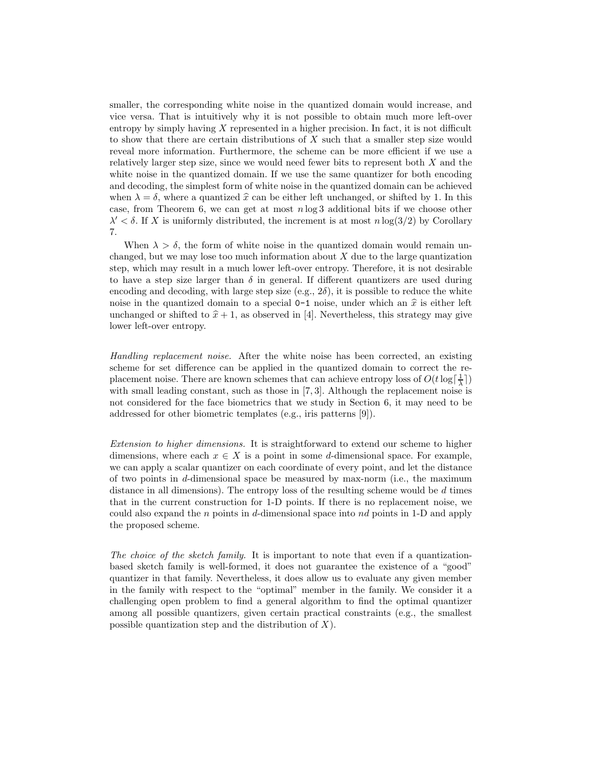smaller, the corresponding white noise in the quantized domain would increase, and vice versa. That is intuitively why it is not possible to obtain much more left-over entropy by simply having $X$ represented in a higher precision. In fact, it is not difficult to show that there are certain distributions of $X$ such that a smaller step size would reveal more information. Furthermore, the scheme can be more efficient if we use a relatively larger step size, since we would need fewer bits to represent both $X$ and the white noise in the quantized domain. If we use the same quantizer for both encoding and decoding, the simplest form of white noise in the quantized domain can be achieved when $\lambda = \delta$, where a quantized $\widehat{x}$ can be either left unchanged, or shifted by 1. In this case, from Theorem 6, we can get at most $n \log 3$ additional bits if we choose other $\lambda' < \delta$. If $X$ is uniformly distributed, the increment is at most $n \log(3/2)$ by Corollary 7.

When $\lambda > \delta$, the form of white noise in the quantized domain would remain unchanged, but we may lose too much information about $X$ due to the large quantization step, which may result in a much lower left-over entropy. Therefore, it is not desirable to have a step size larger than $\delta$ in general. If different quantizers are used during encoding and decoding, with large step size (e.g., $2\delta$), it is possible to reduce the white noise in the quantized domain to a special `0-1` noise, under which an $\widehat{x}$ is either left unchanged or shifted to $\widehat{x} + 1$, as observed in [4]. Nevertheless, this strategy may give lower left-over entropy.

*Handling replacement noise.* After the white noise has been corrected, an existing scheme for set difference can be applied in the quantized domain to correct the replacement noise. There are known schemes that can achieve entropy loss of $O(t \log\lceil \frac{1}{\lambda} \rceil)$ with small leading constant, such as those in [7, 3]. Although the replacement noise is not considered for the face biometrics that we study in Section 6, it may need to be addressed for other biometric templates (e.g., iris patterns [9]).

*Extension to higher dimensions.* It is straightforward to extend our scheme to higher dimensions, where each $x \in X$ is a point in some $d$-dimensional space. For example, we can apply a scalar quantizer on each coordinate of every point, and let the distance of two points in $d$-dimensional space be measured by max-norm (i.e., the maximum distance in all dimensions). The entropy loss of the resulting scheme would be $d$ times that in the current construction for 1-D points. If there is no replacement noise, we could also expand the $n$ points in $d$-dimensional space into $nd$ points in 1-D and apply the proposed scheme.

*The choice of the sketch family.* It is important to note that even if a quantization-based sketch family is well-formed, it does not guarantee the existence of a "good" quantizer in that family. Nevertheless, it does allow us to evaluate any given member in the family with respect to the "optimal" member in the family. We consider it a challenging open problem to find a general algorithm to find the optimal quantizer among all possible quantizers, given certain practical constraints (e.g., the smallest possible quantization step and the distribution of $X$).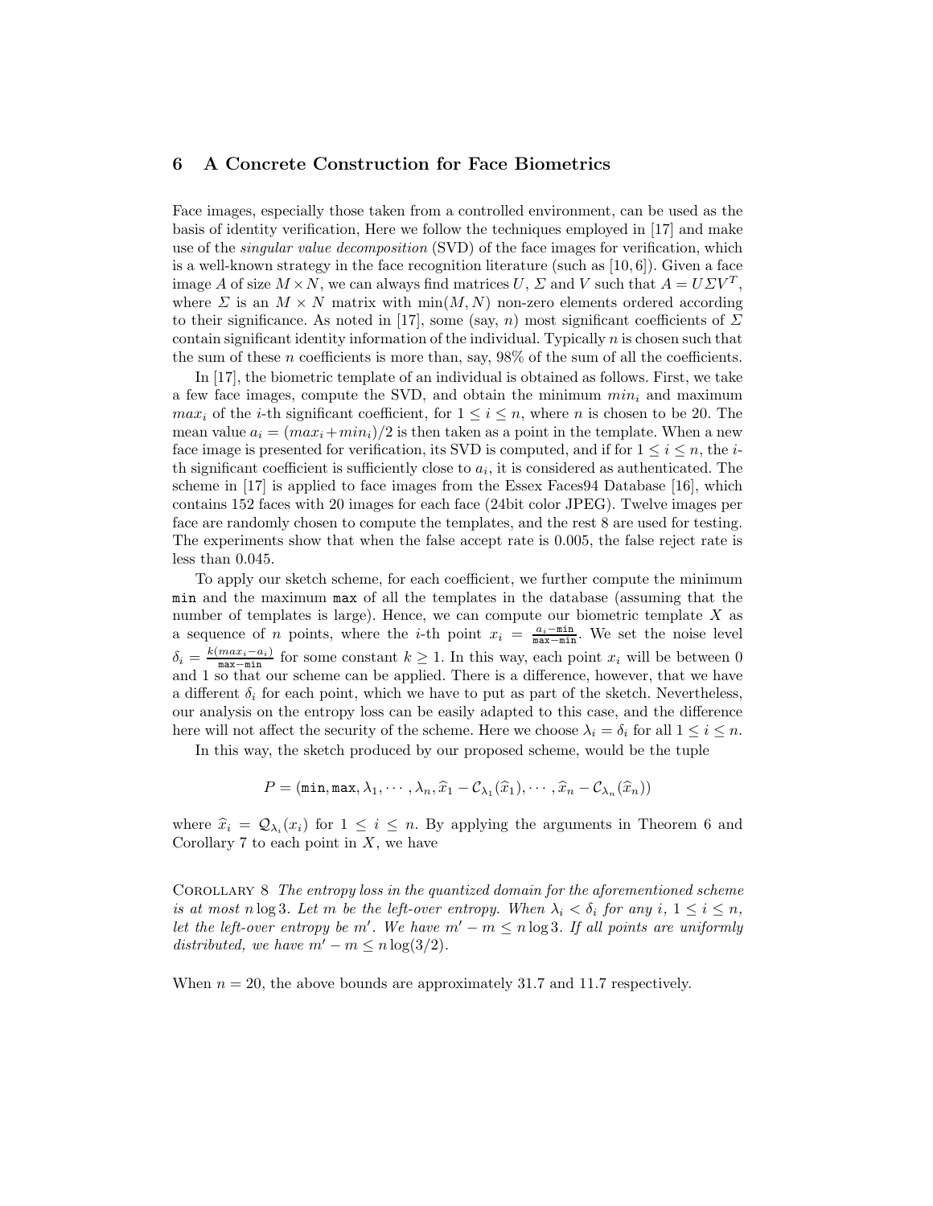## 6 A Concrete Construction for Face Biometrics

Face images, especially those taken from a controlled environment, can be used as the basis of identity verification, Here we follow the techniques employed in [17] and make use of the *singular value decomposition* (SVD) of the face images for verification, which is a well-known strategy in the face recognition literature (such as [10, 6]). Given a face image $A$ of size $M \times N$, we can always find matrices $U$, $\Sigma$ and $V$ such that $A = U\Sigma V^T$, where $\Sigma$ is an $M \times N$ matrix with $\min(M, N)$ non-zero elements ordered according to their significance. As noted in [17], some (say, $n$) most significant coefficients of $\Sigma$ contain significant identity information of the individual. Typically $n$ is chosen such that the sum of these $n$ coefficients is more than, say, 98% of the sum of all the coefficients.

In [17], the biometric template of an individual is obtained as follows. First, we take a few face images, compute the SVD, and obtain the minimum $min_i$ and maximum $max_i$ of the $i$-th significant coefficient, for $1 \leq i \leq n$, where $n$ is chosen to be 20. The mean value $a_i = (max_i + min_i)/2$ is then taken as a point in the template. When a new face image is presented for verification, its SVD is computed, and if for $1 \leq i \leq n$, the $i$-th significant coefficient is sufficiently close to $a_i$, it is considered as authenticated. The scheme in [17] is applied to face images from the Essex Faces94 Database [16], which contains 152 faces with 20 images for each face (24bit color JPEG). Twelve images per face are randomly chosen to compute the templates, and the rest 8 are used for testing. The experiments show that when the false accept rate is 0.005, the false reject rate is less than 0.045.

To apply our sketch scheme, for each coefficient, we further compute the minimum $\mathtt{min}$ and the maximum $\mathtt{max}$ of all the templates in the database (assuming that the number of templates is large). Hence, we can compute our biometric template $X$ as a sequence of $n$ points, where the $i$-th point $x_i = \frac{a_i - \mathtt{min}}{\mathtt{max} - \mathtt{min}}$. We set the noise level $\delta_i = \frac{k(max_i - a_i)}{\mathtt{max} - \mathtt{min}}$ for some constant $k \geq 1$. In this way, each point $x_i$ will be between 0 and 1 so that our scheme can be applied. There is a difference, however, that we have a different $\delta_i$ for each point, which we have to put as part of the sketch. Nevertheless, our analysis on the entropy loss can be easily adapted to this case, and the difference here will not affect the security of the scheme. Here we choose $\lambda_i = \delta_i$ for all $1 \leq i \leq n$.

In this way, the sketch produced by our proposed scheme, would be the tuple

$$P = (\mathtt{min}, \mathtt{max}, \lambda_1, \cdots, \lambda_n, \widehat{x}_1 - \mathcal{C}_{\lambda_1}(\widehat{x}_1), \cdots, \widehat{x}_n - \mathcal{C}_{\lambda_n}(\widehat{x}_n))$$

where $\widehat{x}_i = \mathcal{Q}_{\lambda_i}(x_i)$ for $1 \leq i \leq n$. By applying the arguments in Theorem 6 and Corollary 7 to each point in $X$, we have

Corollary 8 *The entropy loss in the quantized domain for the aforementioned scheme is at most $n \log 3$. Let $m$ be the left-over entropy. When $\lambda_i < \delta_i$ for any $i$, $1 \leq i \leq n$, let the left-over entropy be $m'$. We have $m' - m \leq n \log 3$. If all points are uniformly distributed, we have $m' - m \leq n \log(3/2)$.*

When $n = 20$, the above bounds are approximately 31.7 and 11.7 respectively.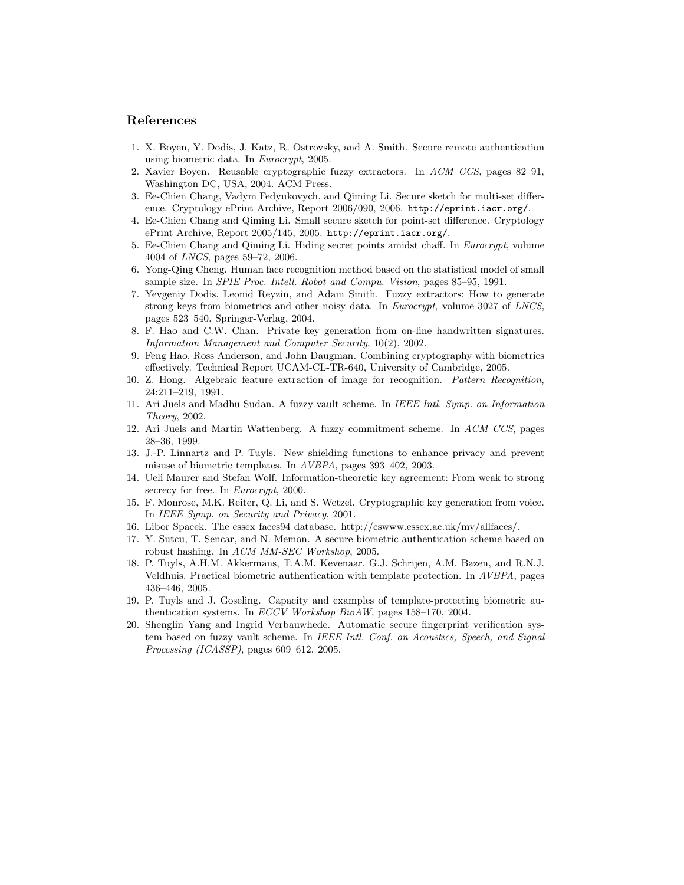## References

1. X. Boyen, Y. Dodis, J. Katz, R. Ostrovsky, and A. Smith. Secure remote authentication using biometric data. In *Eurocrypt*, 2005.
2. Xavier Boyen. Reusable cryptographic fuzzy extractors. In *ACM CCS*, pages 82–91, Washington DC, USA, 2004. ACM Press.
3. Ee-Chien Chang, Vadym Fedyukovych, and Qiming Li. Secure sketch for multi-set difference. Cryptology ePrint Archive, Report 2006/090, 2006. `http://eprint.iacr.org/`.
4. Ee-Chien Chang and Qiming Li. Small secure sketch for point-set difference. Cryptology ePrint Archive, Report 2005/145, 2005. `http://eprint.iacr.org/`.
5. Ee-Chien Chang and Qiming Li. Hiding secret points amidst chaff. In *Eurocrypt*, volume 4004 of *LNCS*, pages 59–72, 2006.
6. Yong-Qing Cheng. Human face recognition method based on the statistical model of small sample size. In *SPIE Proc. Intell. Robot and Compu. Vision*, pages 85–95, 1991.
7. Yevgeniy Dodis, Leonid Reyzin, and Adam Smith. Fuzzy extractors: How to generate strong keys from biometrics and other noisy data. In *Eurocrypt*, volume 3027 of *LNCS*, pages 523–540. Springer-Verlag, 2004.
8. F. Hao and C.W. Chan. Private key generation from on-line handwritten signatures. *Information Management and Computer Security*, 10(2), 2002.
9. Feng Hao, Ross Anderson, and John Daugman. Combining cryptography with biometrics effectively. Technical Report UCAM-CL-TR-640, University of Cambridge, 2005.
10. Z. Hong. Algebraic feature extraction of image for recognition. *Pattern Recognition*, 24:211–219, 1991.
11. Ari Juels and Madhu Sudan. A fuzzy vault scheme. In *IEEE Intl. Symp. on Information Theory*, 2002.
12. Ari Juels and Martin Wattenberg. A fuzzy commitment scheme. In *ACM CCS*, pages 28–36, 1999.
13. J.-P. Linnartz and P. Tuyls. New shielding functions to enhance privacy and prevent misuse of biometric templates. In *AVBPA*, pages 393–402, 2003.
14. Ueli Maurer and Stefan Wolf. Information-theoretic key agreement: From weak to strong secrecy for free. In *Eurocrypt*, 2000.
15. F. Monrose, M.K. Reiter, Q. Li, and S. Wetzel. Cryptographic key generation from voice. In *IEEE Symp. on Security and Privacy*, 2001.
16. Libor Spacek. The essex faces94 database. http://cswww.essex.ac.uk/mv/allfaces/.
17. Y. Sutcu, T. Sencar, and N. Memon. A secure biometric authentication scheme based on robust hashing. In *ACM MM-SEC Workshop*, 2005.
18. P. Tuyls, A.H.M. Akkermans, T.A.M. Kevenaar, G.J. Schrijen, A.M. Bazen, and R.N.J. Veldhuis. Practical biometric authentication with template protection. In *AVBPA*, pages 436–446, 2005.
19. P. Tuyls and J. Goseling. Capacity and examples of template-protecting biometric authentication systems. In *ECCV Workshop BioAW*, pages 158–170, 2004.
20. Shenglin Yang and Ingrid Verbauwhede. Automatic secure fingerprint verification system based on fuzzy vault scheme. In *IEEE Intl. Conf. on Acoustics, Speech, and Signal Processing (ICASSP)*, pages 609–612, 2005.